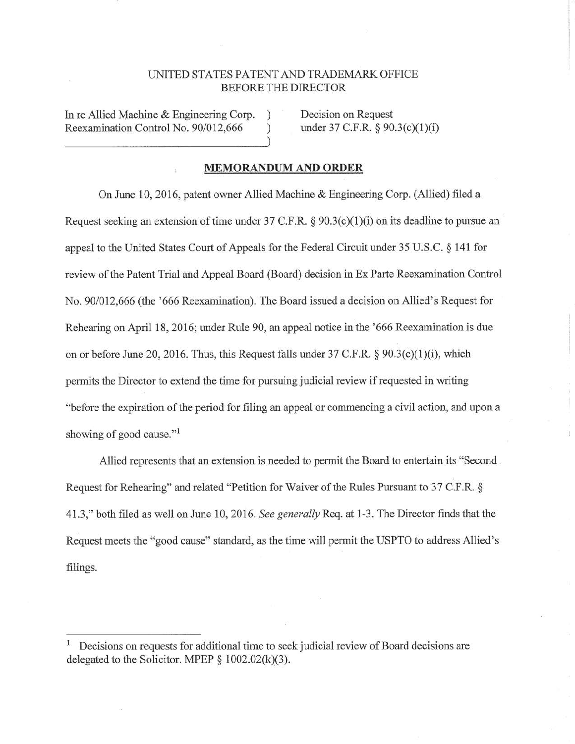UNITED STATES PATENT AND TRADEMARK OFFICE
BEFORE THE DIRECTOR

In re Allied Machine & Engineering Corp. )
Reexamination Control No. 90/012,666 )

Decision on Request
under 37 C.F.R. § 90.3(c)(1)(i)

## MEMORANDUM AND ORDER

On June 10, 2016, patent owner Allied Machine & Engineering Corp. (Allied) filed a Request seeking an extension of time under 37 C.F.R. § 90.3(c)(1)(i) on its deadline to pursue an appeal to the United States Court of Appeals for the Federal Circuit under 35 U.S.C. § 141 for review of the Patent Trial and Appeal Board (Board) decision in Ex Parte Reexamination Control No. 90/012,666 (the '666 Reexamination). The Board issued a decision on Allied's Request for Rehearing on April 18, 2016; under Rule 90, an appeal notice in the '666 Reexamination is due on or before June 20, 2016. Thus, this Request falls under 37 C.F.R. § 90.3(c)(1)(i), which permits the Director to extend the time for pursuing judicial review if requested in writing "before the expiration of the period for filing an appeal or commencing a civil action, and upon a showing of good cause."[1]

Allied represents that an extension is needed to permit the Board to entertain its "Second Request for Rehearing" and related "Petition for Waiver of the Rules Pursuant to 37 C.F.R. § 41.3," both filed as well on June 10, 2016. *See generally* Req. at 1-3. The Director finds that the Request meets the "good cause" standard, as the time will permit the USPTO to address Allied's filings.

[1] Decisions on requests for additional time to seek judicial review of Board decisions are delegated to the Solicitor. MPEP § 1002.02(k)(3).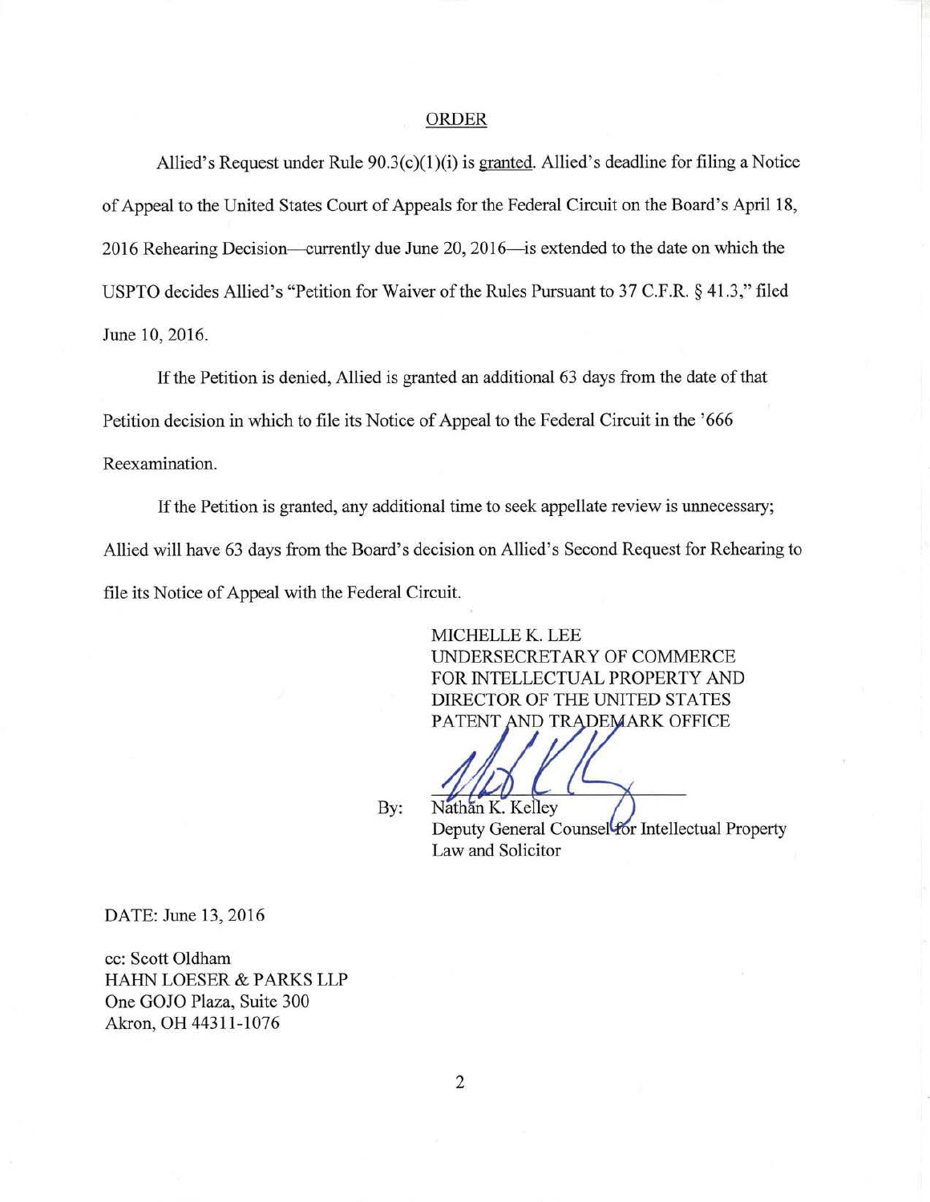## ORDER

Allied's Request under Rule 90.3(c)(1)(i) is granted. Allied's deadline for filing a Notice of Appeal to the United States Court of Appeals for the Federal Circuit on the Board's April 18, 2016 Rehearing Decision—currently due June 20, 2016—is extended to the date on which the USPTO decides Allied's "Petition for Waiver of the Rules Pursuant to 37 C.F.R. § 41.3," filed June 10, 2016.

If the Petition is denied, Allied is granted an additional 63 days from the date of that Petition decision in which to file its Notice of Appeal to the Federal Circuit in the '666 Reexamination.

If the Petition is granted, any additional time to seek appellate review is unnecessary; Allied will have 63 days from the Board's decision on Allied's Second Request for Rehearing to file its Notice of Appeal with the Federal Circuit.

MICHELLE K. LEE
UNDERSECRETARY OF COMMERCE
FOR INTELLECTUAL PROPERTY AND
DIRECTOR OF THE UNITED STATES
PATENT AND TRADEMARK OFFICE

By: Nathan K. Kelley
Deputy General Counsel for Intellectual Property
Law and Solicitor

DATE: June 13, 2016

cc: Scott Oldham
HAHN LOESER & PARKS LLP
One GOJO Plaza, Suite 300
Akron, OH 44311-1076